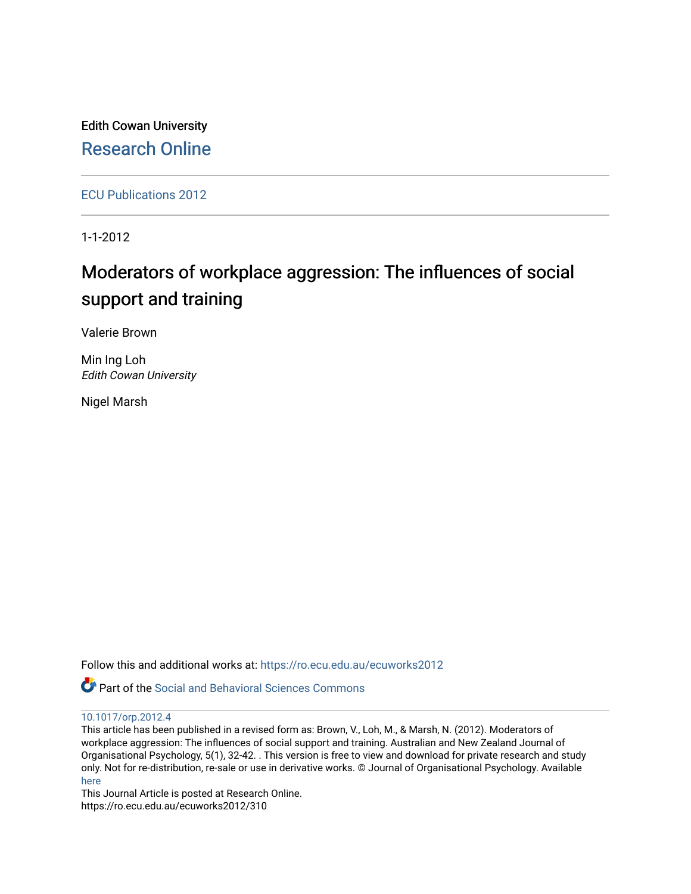Edith Cowan University

Research Online

ECU Publications 2012

1-1-2012

# Moderators of workplace aggression: The influences of social support and training

Valerie Brown

Min Ing Loh
*Edith Cowan University*

Nigel Marsh

Follow this and additional works at: https://ro.ecu.edu.au/ecuworks2012

Part of the Social and Behavioral Sciences Commons

10.1017/orp.2012.4

This article has been published in a revised form as: Brown, V., Loh, M., & Marsh, N. (2012). Moderators of workplace aggression: The influences of social support and training. Australian and New Zealand Journal of Organisational Psychology, 5(1), 32-42. . This version is free to view and download for private research and study only. Not for re-distribution, re-sale or use in derivative works. © Journal of Organisational Psychology. Available here

This Journal Article is posted at Research Online.
https://ro.ecu.edu.au/ecuworks2012/310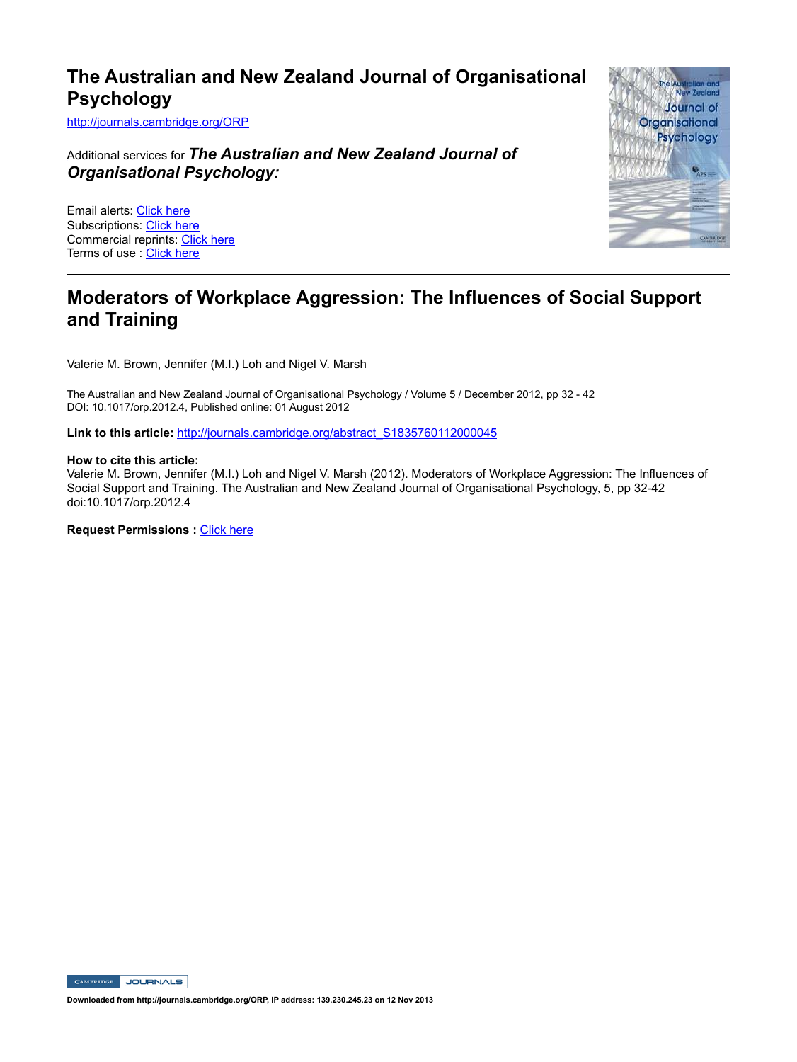# The Australian and New Zealand Journal of Organisational Psychology

http://journals.cambridge.org/ORP

Additional services for ***The Australian and New Zealand Journal of Organisational Psychology:***

Email alerts: Click here
Subscriptions: Click here
Commercial reprints: Click here
Terms of use : Click here

## Moderators of Workplace Aggression: The Influences of Social Support and Training

Valerie M. Brown, Jennifer (M.I.) Loh and Nigel V. Marsh

The Australian and New Zealand Journal of Organisational Psychology / Volume 5 / December 2012, pp 32 - 42
DOI: 10.1017/orp.2012.4, Published online: 01 August 2012

**Link to this article:** http://journals.cambridge.org/abstract_S1835760112000045

**How to cite this article:**
Valerie M. Brown, Jennifer (M.I.) Loh and Nigel V. Marsh (2012). Moderators of Workplace Aggression: The Influences of Social Support and Training. The Australian and New Zealand Journal of Organisational Psychology, 5, pp 32-42 doi:10.1017/orp.2012.4

**Request Permissions :** Click here

**Downloaded from http://journals.cambridge.org/ORP, IP address: 139.230.245.23 on 12 Nov 2013**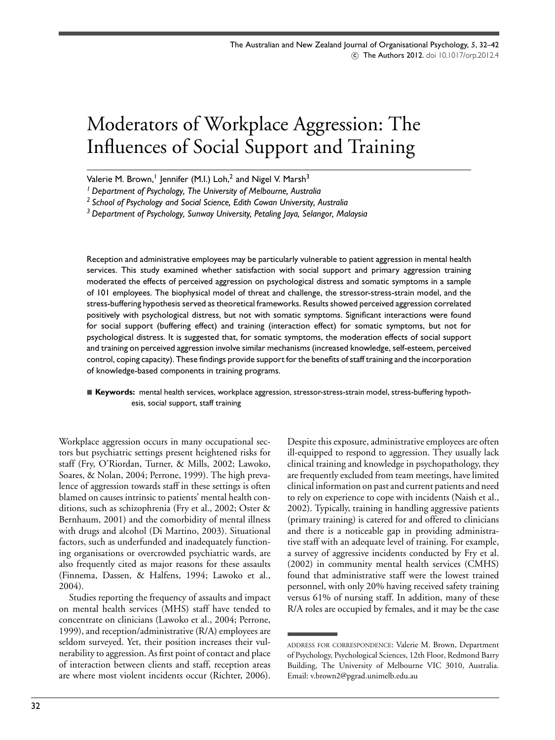# Moderators of Workplace Aggression: The Influences of Social Support and Training

Valerie M. Brown,[1] Jennifer (M.I.) Loh,[2] and Nigel V. Marsh[3]

[1] *Department of Psychology, The University of Melbourne, Australia*

[2] *School of Psychology and Social Science, Edith Cowan University, Australia*

[3] *Department of Psychology, Sunway University, Petaling Jaya, Selangor, Malaysia*

Reception and administrative employees may be particularly vulnerable to patient aggression in mental health services. This study examined whether satisfaction with social support and primary aggression training moderated the effects of perceived aggression on psychological distress and somatic symptoms in a sample of 101 employees. The biophysical model of threat and challenge, the stressor-stress-strain model, and the stress-buffering hypothesis served as theoretical frameworks. Results showed perceived aggression correlated positively with psychological distress, but not with somatic symptoms. Significant interactions were found for social support (buffering effect) and training (interaction effect) for somatic symptoms, but not for psychological distress. It is suggested that, for somatic symptoms, the moderation effects of social support and training on perceived aggression involve similar mechanisms (increased knowledge, self-esteem, perceived control, coping capacity). These findings provide support for the benefits of staff training and the incorporation of knowledge-based components in training programs.

■ **Keywords:** mental health services, workplace aggression, stressor-stress-strain model, stress-buffering hypothesis, social support, staff training

Workplace aggression occurs in many occupational sectors but psychiatric settings present heightened risks for staff (Fry, O'Riordan, Turner, & Mills, 2002; Lawoko, Soares, & Nolan, 2004; Perrone, 1999). The high prevalence of aggression towards staff in these settings is often blamed on causes intrinsic to patients' mental health conditions, such as schizophrenia (Fry et al., 2002; Oster & Bernhaum, 2001) and the comorbidity of mental illness with drugs and alcohol (Di Martino, 2003). Situational factors, such as underfunded and inadequately functioning organisations or overcrowded psychiatric wards, are also frequently cited as major reasons for these assaults (Finnema, Dassen, & Halfens, 1994; Lawoko et al., 2004).

Studies reporting the frequency of assaults and impact on mental health services (MHS) staff have tended to concentrate on clinicians (Lawoko et al., 2004; Perrone, 1999), and reception/administrative (R/A) employees are seldom surveyed. Yet, their position increases their vulnerability to aggression. As first point of contact and place of interaction between clients and staff, reception areas are where most violent incidents occur (Richter, 2006). Despite this exposure, administrative employees are often ill-equipped to respond to aggression. They usually lack clinical training and knowledge in psychopathology, they are frequently excluded from team meetings, have limited clinical information on past and current patients and need to rely on experience to cope with incidents (Naish et al., 2002). Typically, training in handling aggressive patients (primary training) is catered for and offered to clinicians and there is a noticeable gap in providing administrative staff with an adequate level of training. For example, a survey of aggressive incidents conducted by Fry et al. (2002) in community mental health services (CMHS) found that administrative staff were the lowest trained personnel, with only 20% having received safety training versus 61% of nursing staff. In addition, many of these R/A roles are occupied by females, and it may be the case

ADDRESS FOR CORRESPONDENCE: Valerie M. Brown, Department of Psychology, Psychological Sciences, 12th Floor, Redmond Barry Building, The University of Melbourne VIC 3010, Australia. Email: v.brown2@pgrad.unimelb.edu.au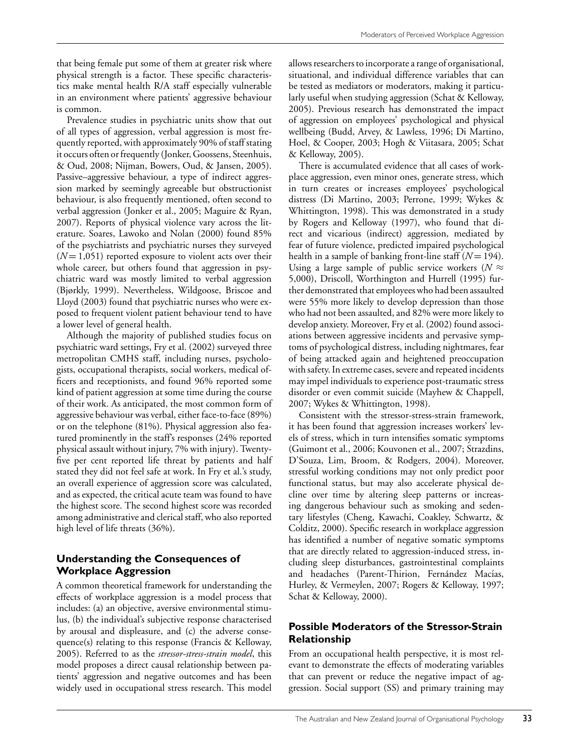that being female put some of them at greater risk where physical strength is a factor. These specific characteristics make mental health R/A staff especially vulnerable in an environment where patients' aggressive behaviour is common.

Prevalence studies in psychiatric units show that out of all types of aggression, verbal aggression is most frequently reported, with approximately 90% of staff stating it occurs often or frequently (Jonker, Goossens, Steenhuis, & Oud, 2008; Nijman, Bowers, Oud, & Jansen, 2005). Passive–aggressive behaviour, a type of indirect aggression marked by seemingly agreeable but obstructionist behaviour, is also frequently mentioned, often second to verbal aggression (Jonker et al., 2005; Maguire & Ryan, 2007). Reports of physical violence vary across the literature. Soares, Lawoko and Nolan (2000) found 85% of the psychiatrists and psychiatric nurses they surveyed ($N = 1{,}051$) reported exposure to violent acts over their whole career, but others found that aggression in psychiatric ward was mostly limited to verbal aggression (Bjørkly, 1999). Nevertheless, Wildgoose, Briscoe and Lloyd (2003) found that psychiatric nurses who were exposed to frequent violent patient behaviour tend to have a lower level of general health.

Although the majority of published studies focus on psychiatric ward settings, Fry et al. (2002) surveyed three metropolitan CMHS staff, including nurses, psychologists, occupational therapists, social workers, medical officers and receptionists, and found 96% reported some kind of patient aggression at some time during the course of their work. As anticipated, the most common form of aggressive behaviour was verbal, either face-to-face (89%) or on the telephone (81%). Physical aggression also featured prominently in the staff's responses (24% reported physical assault without injury, 7% with injury). Twenty-five per cent reported life threat by patients and half stated they did not feel safe at work. In Fry et al.'s study, an overall experience of aggression score was calculated, and as expected, the critical acute team was found to have the highest score. The second highest score was recorded among administrative and clerical staff, who also reported high level of life threats (36%).

## Understanding the Consequences of Workplace Aggression

A common theoretical framework for understanding the effects of workplace aggression is a model process that includes: (a) an objective, aversive environmental stimulus, (b) the individual's subjective response characterised by arousal and displeasure, and (c) the adverse consequence(s) relating to this response (Francis & Kelloway, 2005). Referred to as the *stressor-stress-strain model*, this model proposes a direct causal relationship between patients' aggression and negative outcomes and has been widely used in occupational stress research. This model allows researchers to incorporate a range of organisational, situational, and individual difference variables that can be tested as mediators or moderators, making it particularly useful when studying aggression (Schat & Kelloway, 2005). Previous research has demonstrated the impact of aggression on employees' psychological and physical wellbeing (Budd, Arvey, & Lawless, 1996; Di Martino, Hoel, & Cooper, 2003; Hogh & Viitasara, 2005; Schat & Kelloway, 2005).

There is accumulated evidence that all cases of workplace aggression, even minor ones, generate stress, which in turn creates or increases employees' psychological distress (Di Martino, 2003; Perrone, 1999; Wykes & Whittington, 1998). This was demonstrated in a study by Rogers and Kelloway (1997), who found that direct and vicarious (indirect) aggression, mediated by fear of future violence, predicted impaired psychological health in a sample of banking front-line staff ($N = 194$). Using a large sample of public service workers ($N \approx 5{,}000$), Driscoll, Worthington and Hurrell (1995) further demonstrated that employees who had been assaulted were 55% more likely to develop depression than those who had not been assaulted, and 82% were more likely to develop anxiety. Moreover, Fry et al. (2002) found associations between aggressive incidents and pervasive symptoms of psychological distress, including nightmares, fear of being attacked again and heightened preoccupation with safety. In extreme cases, severe and repeated incidents may impel individuals to experience post-traumatic stress disorder or even commit suicide (Mayhew & Chappell, 2007; Wykes & Whittington, 1998).

Consistent with the stressor-stress-strain framework, it has been found that aggression increases workers' levels of stress, which in turn intensifies somatic symptoms (Guimont et al., 2006; Kouvonen et al., 2007; Strazdins, D'Souza, Lim, Broom, & Rodgers, 2004). Moreover, stressful working conditions may not only predict poor functional status, but may also accelerate physical decline over time by altering sleep patterns or increasing dangerous behaviour such as smoking and sedentary lifestyles (Cheng, Kawachi, Coakley, Schwartz, & Colditz, 2000). Specific research in workplace aggression has identified a number of negative somatic symptoms that are directly related to aggression-induced stress, including sleep disturbances, gastrointestinal complaints and headaches (Parent-Thirion, Fernández Macías, Hurley, & Vermeylen, 2007; Rogers & Kelloway, 1997; Schat & Kelloway, 2000).

## Possible Moderators of the Stressor-Strain Relationship

From an occupational health perspective, it is most relevant to demonstrate the effects of moderating variables that can prevent or reduce the negative impact of aggression. Social support (SS) and primary training may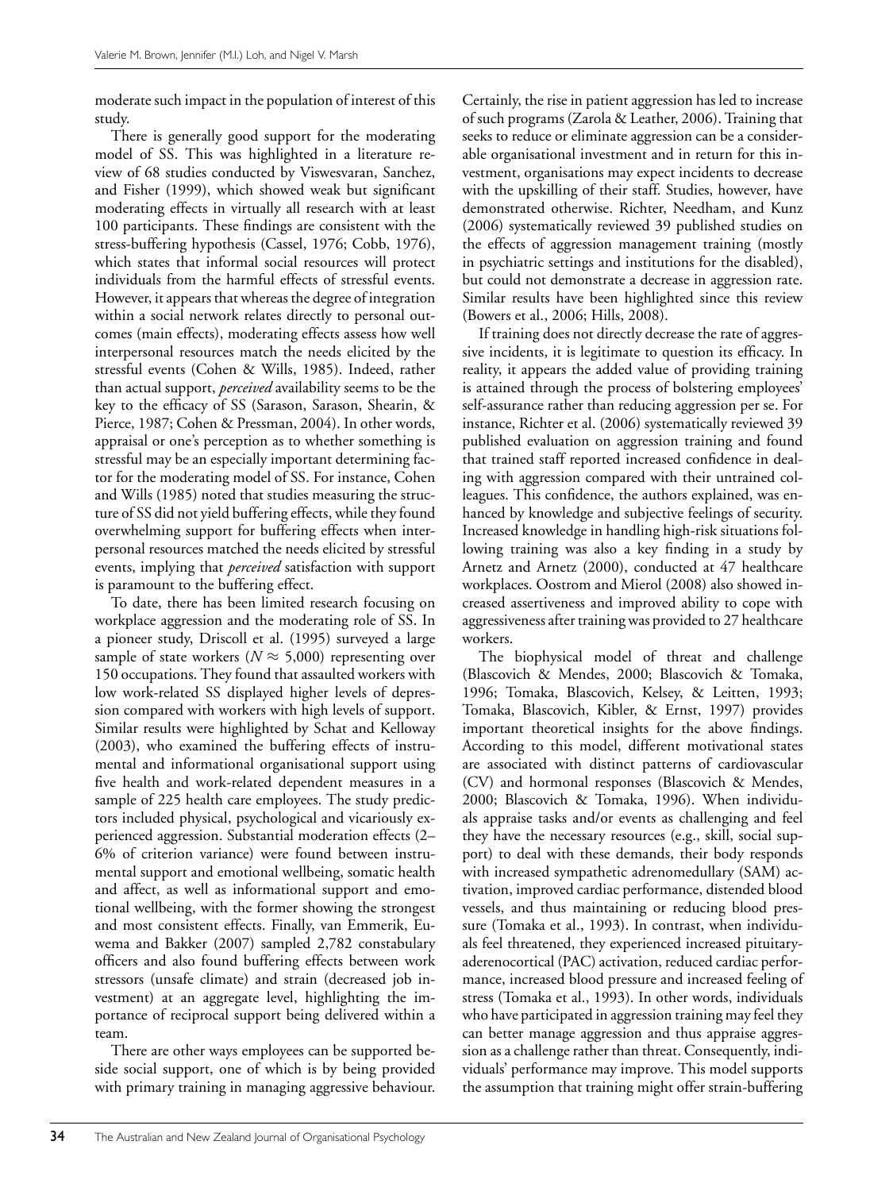moderate such impact in the population of interest of this study.

There is generally good support for the moderating model of SS. This was highlighted in a literature review of 68 studies conducted by Viswesvaran, Sanchez, and Fisher (1999), which showed weak but significant moderating effects in virtually all research with at least 100 participants. These findings are consistent with the stress-buffering hypothesis (Cassel, 1976; Cobb, 1976), which states that informal social resources will protect individuals from the harmful effects of stressful events. However, it appears that whereas the degree of integration within a social network relates directly to personal outcomes (main effects), moderating effects assess how well interpersonal resources match the needs elicited by the stressful events (Cohen & Wills, 1985). Indeed, rather than actual support, *perceived* availability seems to be the key to the efficacy of SS (Sarason, Sarason, Shearin, & Pierce, 1987; Cohen & Pressman, 2004). In other words, appraisal or one's perception as to whether something is stressful may be an especially important determining factor for the moderating model of SS. For instance, Cohen and Wills (1985) noted that studies measuring the structure of SS did not yield buffering effects, while they found overwhelming support for buffering effects when interpersonal resources matched the needs elicited by stressful events, implying that *perceived* satisfaction with support is paramount to the buffering effect.

To date, there has been limited research focusing on workplace aggression and the moderating role of SS. In a pioneer study, Driscoll et al. (1995) surveyed a large sample of state workers ($N \approx 5{,}000$) representing over 150 occupations. They found that assaulted workers with low work-related SS displayed higher levels of depression compared with workers with high levels of support. Similar results were highlighted by Schat and Kelloway (2003), who examined the buffering effects of instrumental and informational organisational support using five health and work-related dependent measures in a sample of 225 health care employees. The study predictors included physical, psychological and vicariously experienced aggression. Substantial moderation effects (2–6% of criterion variance) were found between instrumental support and emotional wellbeing, somatic health and affect, as well as informational support and emotional wellbeing, with the former showing the strongest and most consistent effects. Finally, van Emmerik, Euwema and Bakker (2007) sampled 2,782 constabulary officers and also found buffering effects between work stressors (unsafe climate) and strain (decreased job investment) at an aggregate level, highlighting the importance of reciprocal support being delivered within a team.

There are other ways employees can be supported beside social support, one of which is by being provided with primary training in managing aggressive behaviour. Certainly, the rise in patient aggression has led to increase of such programs (Zarola & Leather, 2006). Training that seeks to reduce or eliminate aggression can be a considerable organisational investment and in return for this investment, organisations may expect incidents to decrease with the upskilling of their staff. Studies, however, have demonstrated otherwise. Richter, Needham, and Kunz (2006) systematically reviewed 39 published studies on the effects of aggression management training (mostly in psychiatric settings and institutions for the disabled), but could not demonstrate a decrease in aggression rate. Similar results have been highlighted since this review (Bowers et al., 2006; Hills, 2008).

If training does not directly decrease the rate of aggressive incidents, it is legitimate to question its efficacy. In reality, it appears the added value of providing training is attained through the process of bolstering employees' self-assurance rather than reducing aggression per se. For instance, Richter et al. (2006) systematically reviewed 39 published evaluation on aggression training and found that trained staff reported increased confidence in dealing with aggression compared with their untrained colleagues. This confidence, the authors explained, was enhanced by knowledge and subjective feelings of security. Increased knowledge in handling high-risk situations following training was also a key finding in a study by Arnetz and Arnetz (2000), conducted at 47 healthcare workplaces. Oostrom and Mierol (2008) also showed increased assertiveness and improved ability to cope with aggressiveness after training was provided to 27 healthcare workers.

The biophysical model of threat and challenge (Blascovich & Mendes, 2000; Blascovich & Tomaka, 1996; Tomaka, Blascovich, Kelsey, & Leitten, 1993; Tomaka, Blascovich, Kibler, & Ernst, 1997) provides important theoretical insights for the above findings. According to this model, different motivational states are associated with distinct patterns of cardiovascular (CV) and hormonal responses (Blascovich & Mendes, 2000; Blascovich & Tomaka, 1996). When individuals appraise tasks and/or events as challenging and feel they have the necessary resources (e.g., skill, social support) to deal with these demands, their body responds with increased sympathetic adrenomedullary (SAM) activation, improved cardiac performance, distended blood vessels, and thus maintaining or reducing blood pressure (Tomaka et al., 1993). In contrast, when individuals feel threatened, they experienced increased pituitary-aderenocortical (PAC) activation, reduced cardiac performance, increased blood pressure and increased feeling of stress (Tomaka et al., 1993). In other words, individuals who have participated in aggression training may feel they can better manage aggression and thus appraise aggression as a challenge rather than threat. Consequently, individuals' performance may improve. This model supports the assumption that training might offer strain-buffering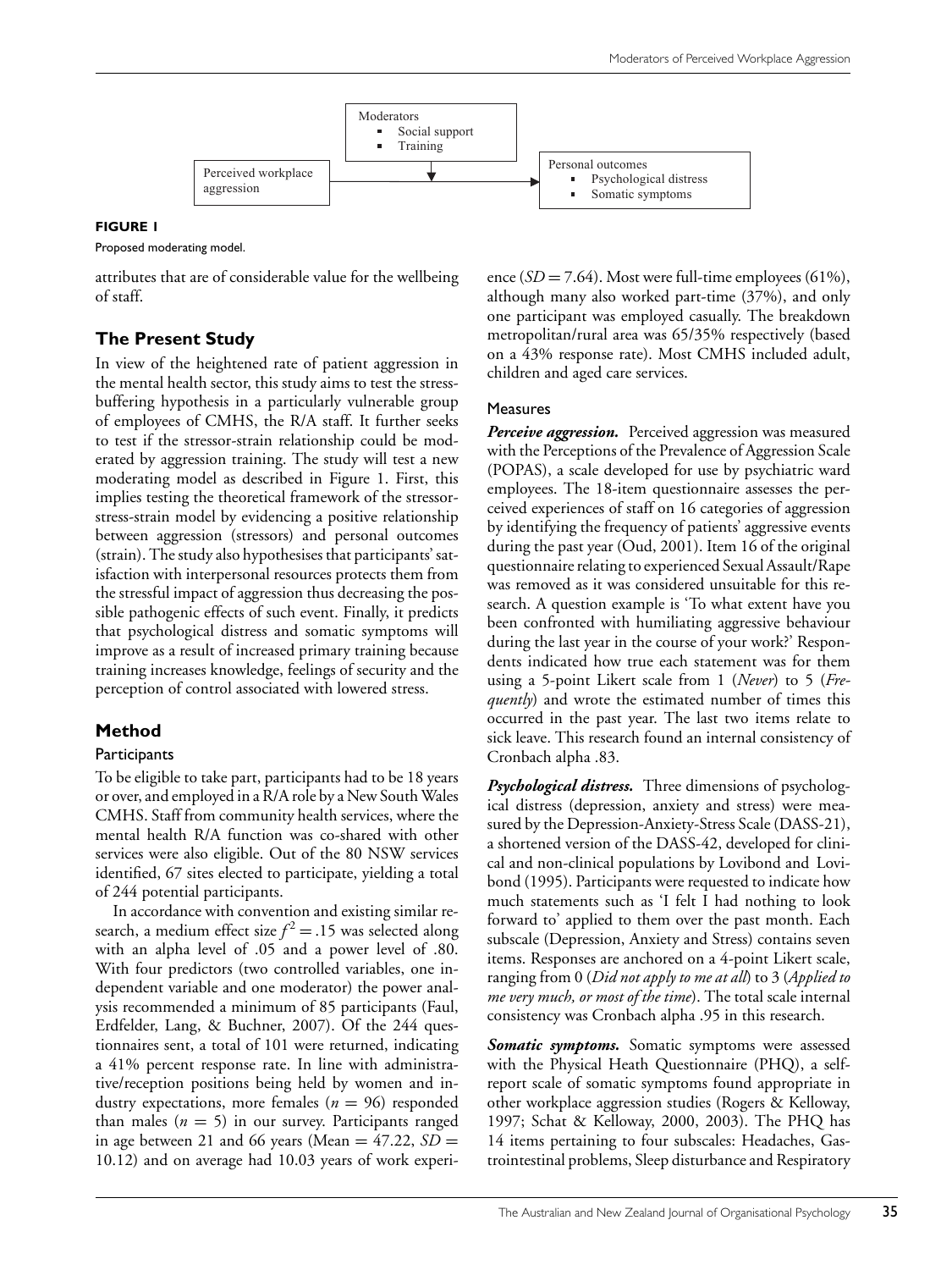Moderators

- Social support
- Training

Perceived workplace aggression

Personal outcomes

- Psychological distress
- Somatic symptoms

**FIGURE 1**

Proposed moderating model.

attributes that are of considerable value for the wellbeing of staff.

## The Present Study

In view of the heightened rate of patient aggression in the mental health sector, this study aims to test the stress-buffering hypothesis in a particularly vulnerable group of employees of CMHS, the R/A staff. It further seeks to test if the stressor-strain relationship could be moderated by aggression training. The study will test a new moderating model as described in Figure 1. First, this implies testing the theoretical framework of the stressor-stress-strain model by evidencing a positive relationship between aggression (stressors) and personal outcomes (strain). The study also hypothesises that participants' satisfaction with interpersonal resources protects them from the stressful impact of aggression thus decreasing the possible pathogenic effects of such event. Finally, it predicts that psychological distress and somatic symptoms will improve as a result of increased primary training because training increases knowledge, feelings of security and the perception of control associated with lowered stress.

## Method

### Participants

To be eligible to take part, participants had to be 18 years or over, and employed in a R/A role by a New South Wales CMHS. Staff from community health services, where the mental health R/A function was co-shared with other services were also eligible. Out of the 80 NSW services identified, 67 sites elected to participate, yielding a total of 244 potential participants.

In accordance with convention and existing similar research, a medium effect size $f^2 = .15$ was selected along with an alpha level of .05 and a power level of .80. With four predictors (two controlled variables, one independent variable and one moderator) the power analysis recommended a minimum of 85 participants (Faul, Erdfelder, Lang, & Buchner, 2007). Of the 244 questionnaires sent, a total of 101 were returned, indicating a 41% percent response rate. In line with administrative/reception positions being held by women and industry expectations, more females ($n = 96$) responded than males ($n = 5$) in our survey. Participants ranged in age between 21 and 66 years (Mean $= 47.22$, $SD = 10.12$) and on average had 10.03 years of work experience ($SD = 7.64$). Most were full-time employees (61%), although many also worked part-time (37%), and only one participant was employed casually. The breakdown metropolitan/rural area was 65/35% respectively (based on a 43% response rate). Most CMHS included adult, children and aged care services.

### Measures

***Perceive aggression.*** Perceived aggression was measured with the Perceptions of the Prevalence of Aggression Scale (POPAS), a scale developed for use by psychiatric ward employees. The 18-item questionnaire assesses the perceived experiences of staff on 16 categories of aggression by identifying the frequency of patients' aggressive events during the past year (Oud, 2001). Item 16 of the original questionnaire relating to experienced Sexual Assault/Rape was removed as it was considered unsuitable for this research. A question example is 'To what extent have you been confronted with humiliating aggressive behaviour during the last year in the course of your work?' Respondents indicated how true each statement was for them using a 5-point Likert scale from 1 (*Never*) to 5 (*Frequently*) and wrote the estimated number of times this occurred in the past year. The last two items relate to sick leave. This research found an internal consistency of Cronbach alpha .83.

***Psychological distress.*** Three dimensions of psychological distress (depression, anxiety and stress) were measured by the Depression-Anxiety-Stress Scale (DASS-21), a shortened version of the DASS-42, developed for clinical and non-clinical populations by Lovibond and Lovibond (1995). Participants were requested to indicate how much statements such as 'I felt I had nothing to look forward to' applied to them over the past month. Each subscale (Depression, Anxiety and Stress) contains seven items. Responses are anchored on a 4-point Likert scale, ranging from 0 (*Did not apply to me at all*) to 3 (*Applied to me very much, or most of the time*). The total scale internal consistency was Cronbach alpha .95 in this research.

***Somatic symptoms.*** Somatic symptoms were assessed with the Physical Heath Questionnaire (PHQ), a self-report scale of somatic symptoms found appropriate in other workplace aggression studies (Rogers & Kelloway, 1997; Schat & Kelloway, 2000, 2003). The PHQ has 14 items pertaining to four subscales: Headaches, Gastrointestinal problems, Sleep disturbance and Respiratory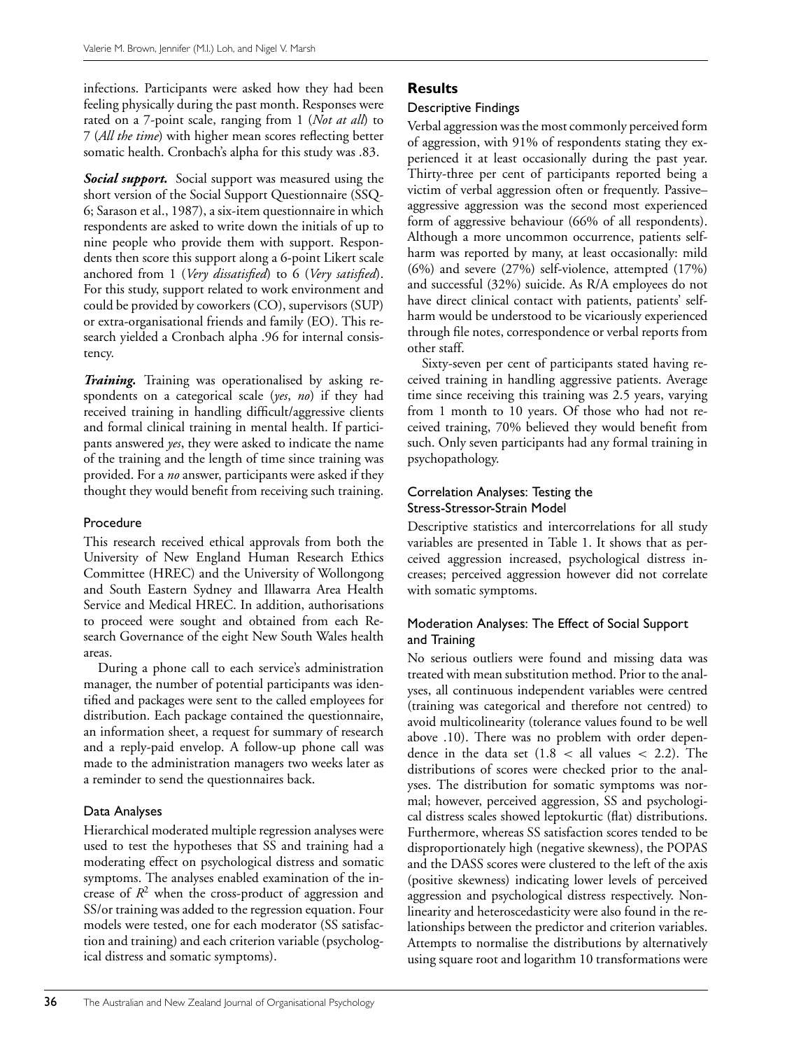infections. Participants were asked how they had been feeling physically during the past month. Responses were rated on a 7-point scale, ranging from 1 (*Not at all*) to 7 (*All the time*) with higher mean scores reflecting better somatic health. Cronbach's alpha for this study was .83.

***Social support.*** Social support was measured using the short version of the Social Support Questionnaire (SSQ-6; Sarason et al., 1987), a six-item questionnaire in which respondents are asked to write down the initials of up to nine people who provide them with support. Respondents then score this support along a 6-point Likert scale anchored from 1 (*Very dissatisfied*) to 6 (*Very satisfied*). For this study, support related to work environment and could be provided by coworkers (CO), supervisors (SUP) or extra-organisational friends and family (EO). This research yielded a Cronbach alpha .96 for internal consistency.

***Training.*** Training was operationalised by asking respondents on a categorical scale (*yes*, *no*) if they had received training in handling difficult/aggressive clients and formal clinical training in mental health. If participants answered *yes*, they were asked to indicate the name of the training and the length of time since training was provided. For a *no* answer, participants were asked if they thought they would benefit from receiving such training.

### Procedure

This research received ethical approvals from both the University of New England Human Research Ethics Committee (HREC) and the University of Wollongong and South Eastern Sydney and Illawarra Area Health Service and Medical HREC. In addition, authorisations to proceed were sought and obtained from each Research Governance of the eight New South Wales health areas.

During a phone call to each service's administration manager, the number of potential participants was identified and packages were sent to the called employees for distribution. Each package contained the questionnaire, an information sheet, a request for summary of research and a reply-paid envelop. A follow-up phone call was made to the administration managers two weeks later as a reminder to send the questionnaires back.

### Data Analyses

Hierarchical moderated multiple regression analyses were used to test the hypotheses that SS and training had a moderating effect on psychological distress and somatic symptoms. The analyses enabled examination of the increase of $R^2$ when the cross-product of aggression and SS/or training was added to the regression equation. Four models were tested, one for each moderator (SS satisfaction and training) and each criterion variable (psychological distress and somatic symptoms).

## Results

### Descriptive Findings

Verbal aggression was the most commonly perceived form of aggression, with 91% of respondents stating they experienced it at least occasionally during the past year. Thirty-three per cent of participants reported being a victim of verbal aggression often or frequently. Passive–aggressive aggression was the second most experienced form of aggressive behaviour (66% of all respondents). Although a more uncommon occurrence, patients self-harm was reported by many, at least occasionally: mild (6%) and severe (27%) self-violence, attempted (17%) and successful (32%) suicide. As R/A employees do not have direct clinical contact with patients, patients' self-harm would be understood to be vicariously experienced through file notes, correspondence or verbal reports from other staff.

Sixty-seven per cent of participants stated having received training in handling aggressive patients. Average time since receiving this training was 2.5 years, varying from 1 month to 10 years. Of those who had not received training, 70% believed they would benefit from such. Only seven participants had any formal training in psychopathology.

### Correlation Analyses: Testing the Stress-Stressor-Strain Model

Descriptive statistics and intercorrelations for all study variables are presented in Table 1. It shows that as perceived aggression increased, psychological distress increases; perceived aggression however did not correlate with somatic symptoms.

### Moderation Analyses: The Effect of Social Support and Training

No serious outliers were found and missing data was treated with mean substitution method. Prior to the analyses, all continuous independent variables were centred (training was categorical and therefore not centred) to avoid multicolinearity (tolerance values found to be well above .10). There was no problem with order dependence in the data set ($1.8 <$ all values $< 2.2$). The distributions of scores were checked prior to the analyses. The distribution for somatic symptoms was normal; however, perceived aggression, SS and psychological distress scales showed leptokurtic (flat) distributions. Furthermore, whereas SS satisfaction scores tended to be disproportionately high (negative skewness), the POPAS and the DASS scores were clustered to the left of the axis (positive skewness) indicating lower levels of perceived aggression and psychological distress respectively. Nonlinearity and heteroscedasticity were also found in the relationships between the predictor and criterion variables. Attempts to normalise the distributions by alternatively using square root and logarithm 10 transformations were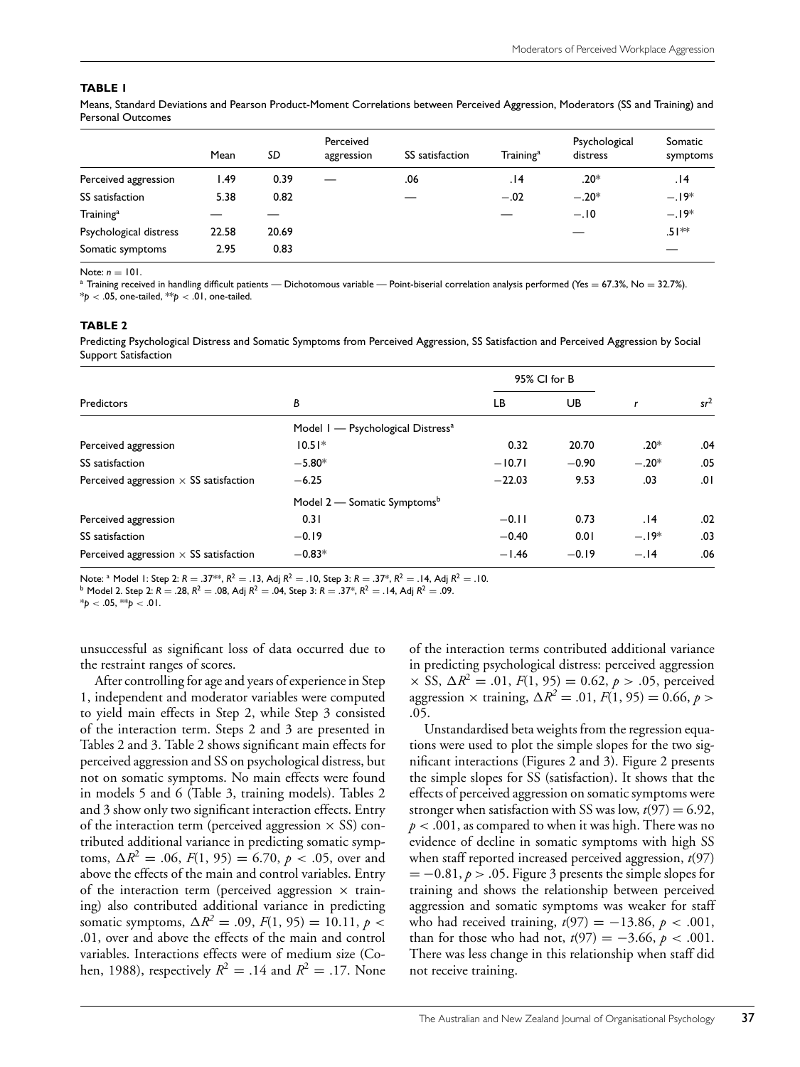**TABLE 1**

Means, Standard Deviations and Pearson Product-Moment Correlations between Perceived Aggression, Moderators (SS and Training) and Personal Outcomes

| | Mean | *SD* | Perceived aggression | SS satisfaction | Training[a] | Psychological distress | Somatic symptoms |
|---|---|---|---|---|---|---|---|
| Perceived aggression | 1.49 | 0.39 | — | .06 | .14 | .20* | .14 |
| SS satisfaction | 5.38 | 0.82 | | — | −.02 | −.20* | −.19* |
| Training[a] | — | — | | | — | −.10 | −.19* |
| Psychological distress | 22.58 | 20.69 | | | | — | .51** |
| Somatic symptoms | 2.95 | 0.83 | | | | | — |

Note: $n = 101$.
[a] Training received in handling difficult patients — Dichotomous variable — Point-biserial correlation analysis performed (Yes = 67.3%, No = 32.7%).
*$p < .05$, one-tailed, **$p < .01$, one-tailed.

**TABLE 2**

Predicting Psychological Distress and Somatic Symptoms from Perceived Aggression, SS Satisfaction and Perceived Aggression by Social Support Satisfaction

| Predictors | *B* | 95% CI for B | | *r* | $sr^2$ |
|---|---|---|---|---|---|
| | | LB | UB | | |
| | Model 1 — Psychological Distress[a] | | | | |
| Perceived aggression | 10.51* | 0.32 | 20.70 | .20* | .04 |
| SS satisfaction | −5.80* | −10.71 | −0.90 | −.20* | .05 |
| Perceived aggression × SS satisfaction | −6.25 | −22.03 | 9.53 | .03 | .01 |
| | Model 2 — Somatic Symptoms[b] | | | | |
| Perceived aggression | 0.31 | −0.11 | 0.73 | .14 | .02 |
| SS satisfaction | −0.19 | −0.40 | 0.01 | −.19* | .03 |
| Perceived aggression × SS satisfaction | −0.83* | −1.46 | −0.19 | −.14 | .06 |

Note: [a] Model 1: Step 2: $R = .37^{**}$, $R^2 = .13$, Adj $R^2 = .10$, Step 3: $R = .37^{*}$, $R^2 = .14$, Adj $R^2 = .10$.
[b] Model 2. Step 2: $R = .28$, $R^2 = .08$, Adj $R^2 = .04$, Step 3: $R = .37^{*}$, $R^2 = .14$, Adj $R^2 = .09$.
*$p < .05$, **$p < .01$.

unsuccessful as significant loss of data occurred due to the restraint ranges of scores.

After controlling for age and years of experience in Step 1, independent and moderator variables were computed to yield main effects in Step 2, while Step 3 consisted of the interaction term. Steps 2 and 3 are presented in Tables 2 and 3. Table 2 shows significant main effects for perceived aggression and SS on psychological distress, but not on somatic symptoms. No main effects were found in models 5 and 6 (Table 3, training models). Tables 2 and 3 show only two significant interaction effects. Entry of the interaction term (perceived aggression × SS) contributed additional variance in predicting somatic symptoms, $\Delta R^2 = .06$, $F(1, 95) = 6.70$, $p < .05$, over and above the effects of the main and control variables. Entry of the interaction term (perceived aggression × training) also contributed additional variance in predicting somatic symptoms, $\Delta R^2 = .09$, $F(1, 95) = 10.11$, $p < .01$, over and above the effects of the main and control variables. Interactions effects were of medium size (Cohen, 1988), respectively $R^2 = .14$ and $R^2 = .17$. None of the interaction terms contributed additional variance in predicting psychological distress: perceived aggression × SS, $\Delta R^2 = .01$, $F(1, 95) = 0.62$, $p > .05$, perceived aggression × training, $\Delta R^2 = .01$, $F(1, 95) = 0.66$, $p > .05$.

Unstandardised beta weights from the regression equations were used to plot the simple slopes for the two significant interactions (Figures 2 and 3). Figure 2 presents the simple slopes for SS (satisfaction). It shows that the effects of perceived aggression on somatic symptoms were stronger when satisfaction with SS was low, $t(97) = 6.92$, $p < .001$, as compared to when it was high. There was no evidence of decline in somatic symptoms with high SS when staff reported increased perceived aggression, $t(97) = -0.81$, $p > .05$. Figure 3 presents the simple slopes for training and shows the relationship between perceived aggression and somatic symptoms was weaker for staff who had received training, $t(97) = -13.86$, $p < .001$, than for those who had not, $t(97) = -3.66$, $p < .001$. There was less change in this relationship when staff did not receive training.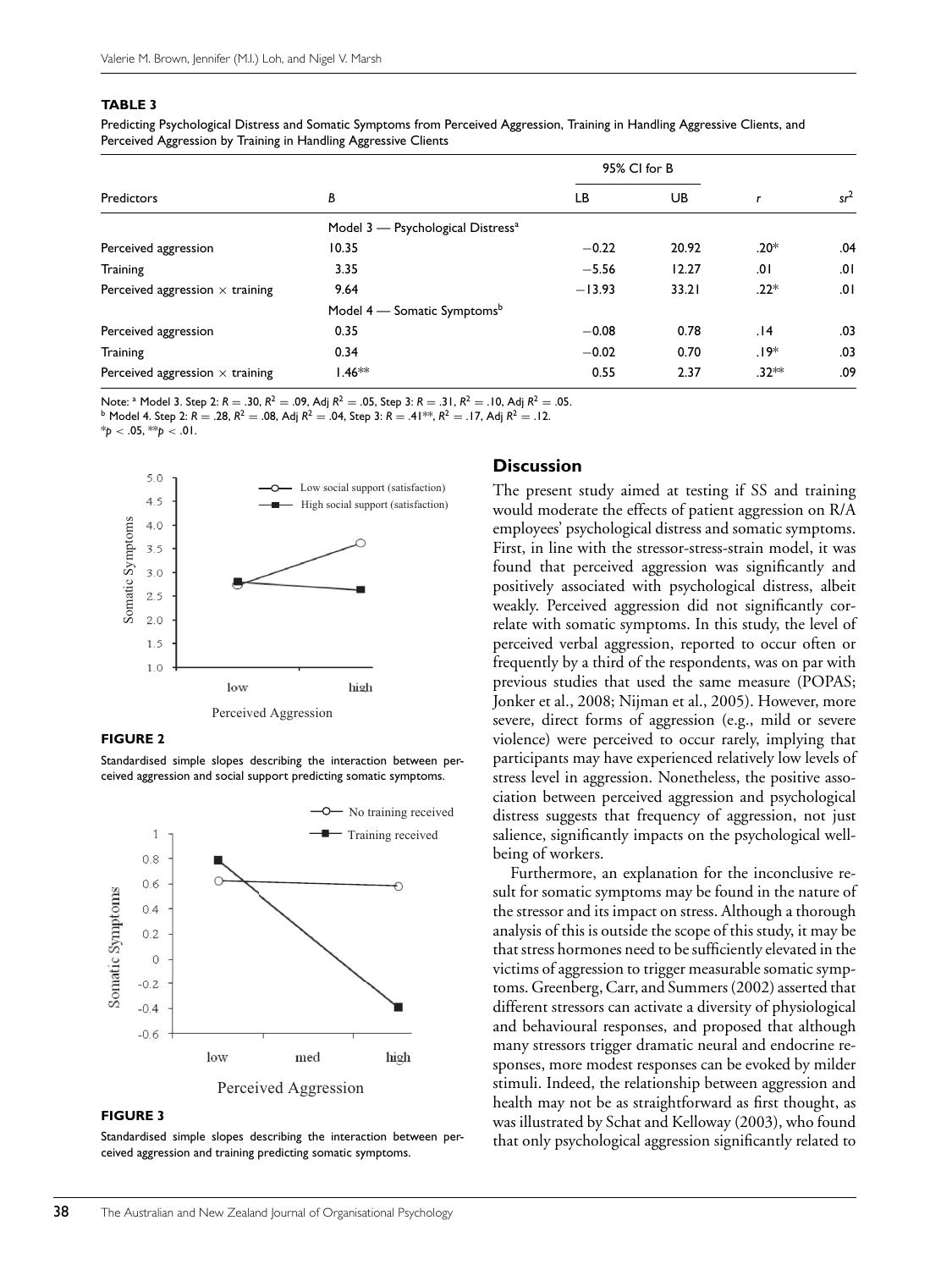**TABLE 3**

Predicting Psychological Distress and Somatic Symptoms from Perceived Aggression, Training in Handling Aggressive Clients, and Perceived Aggression by Training in Handling Aggressive Clients

| Predictors | B | 95% CI for B | | r | $sr^2$ |
|---|---|---|---|---|---|
| | | LB | UB | | |
| | Model 3 — Psychological Distress[a] | | | | |
| Perceived aggression | 10.35 | −0.22 | 20.92 | .20* | .04 |
| Training | 3.35 | −5.56 | 12.27 | .01 | .01 |
| Perceived aggression × training | 9.64 | −13.93 | 33.21 | .22* | .01 |
| | Model 4 — Somatic Symptoms[b] | | | | |
| Perceived aggression | 0.35 | −0.08 | 0.78 | .14 | .03 |
| Training | 0.34 | −0.02 | 0.70 | .19* | .03 |
| Perceived aggression × training | 1.46** | 0.55 | 2.37 | .32** | .09 |

Note: [a] Model 3. Step 2: $R = .30$, $R^2 = .09$, Adj $R^2 = .05$, Step 3: $R = .31$, $R^2 = .10$, Adj $R^2 = .05$.
[b] Model 4. Step 2: $R = .28$, $R^2 = .08$, Adj $R^2 = .04$, Step 3: $R = .41$**, $R^2 = .17$, Adj $R^2 = .12$.
*$p < .05$, **$p < .01$.

**FIGURE 2**

Standardised simple slopes describing the interaction between perceived aggression and social support predicting somatic symptoms.

**FIGURE 3**

Standardised simple slopes describing the interaction between perceived aggression and training predicting somatic symptoms.

## Discussion

The present study aimed at testing if SS and training would moderate the effects of patient aggression on R/A employees' psychological distress and somatic symptoms. First, in line with the stressor-stress-strain model, it was found that perceived aggression was significantly and positively associated with psychological distress, albeit weakly. Perceived aggression did not significantly correlate with somatic symptoms. In this study, the level of perceived verbal aggression, reported to occur often or frequently by a third of the respondents, was on par with previous studies that used the same measure (POPAS; Jonker et al., 2008; Nijman et al., 2005). However, more severe, direct forms of aggression (e.g., mild or severe violence) were perceived to occur rarely, implying that participants may have experienced relatively low levels of stress level in aggression. Nonetheless, the positive association between perceived aggression and psychological distress suggests that frequency of aggression, not just salience, significantly impacts on the psychological wellbeing of workers.

Furthermore, an explanation for the inconclusive result for somatic symptoms may be found in the nature of the stressor and its impact on stress. Although a thorough analysis of this is outside the scope of this study, it may be that stress hormones need to be sufficiently elevated in the victims of aggression to trigger measurable somatic symptoms. Greenberg, Carr, and Summers (2002) asserted that different stressors can activate a diversity of physiological and behavioural responses, and proposed that although many stressors trigger dramatic neural and endocrine responses, more modest responses can be evoked by milder stimuli. Indeed, the relationship between aggression and health may not be as straightforward as first thought, as was illustrated by Schat and Kelloway (2003), who found that only psychological aggression significantly related to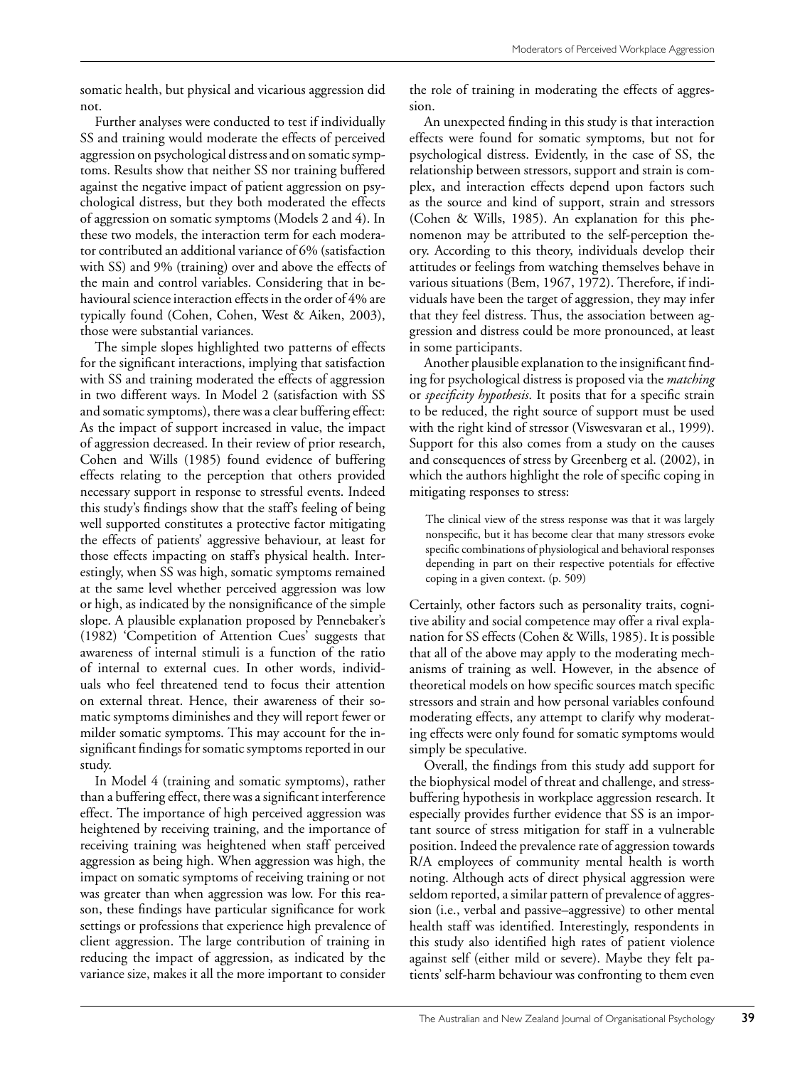somatic health, but physical and vicarious aggression did not.

Further analyses were conducted to test if individually SS and training would moderate the effects of perceived aggression on psychological distress and on somatic symptoms. Results show that neither SS nor training buffered against the negative impact of patient aggression on psychological distress, but they both moderated the effects of aggression on somatic symptoms (Models 2 and 4). In these two models, the interaction term for each moderator contributed an additional variance of 6% (satisfaction with SS) and 9% (training) over and above the effects of the main and control variables. Considering that in behavioural science interaction effects in the order of 4% are typically found (Cohen, Cohen, West & Aiken, 2003), those were substantial variances.

The simple slopes highlighted two patterns of effects for the significant interactions, implying that satisfaction with SS and training moderated the effects of aggression in two different ways. In Model 2 (satisfaction with SS and somatic symptoms), there was a clear buffering effect: As the impact of support increased in value, the impact of aggression decreased. In their review of prior research, Cohen and Wills (1985) found evidence of buffering effects relating to the perception that others provided necessary support in response to stressful events. Indeed this study's findings show that the staff's feeling of being well supported constitutes a protective factor mitigating the effects of patients' aggressive behaviour, at least for those effects impacting on staff's physical health. Interestingly, when SS was high, somatic symptoms remained at the same level whether perceived aggression was low or high, as indicated by the nonsignificance of the simple slope. A plausible explanation proposed by Pennebaker's (1982) 'Competition of Attention Cues' suggests that awareness of internal stimuli is a function of the ratio of internal to external cues. In other words, individuals who feel threatened tend to focus their attention on external threat. Hence, their awareness of their somatic symptoms diminishes and they will report fewer or milder somatic symptoms. This may account for the insignificant findings for somatic symptoms reported in our study.

In Model 4 (training and somatic symptoms), rather than a buffering effect, there was a significant interference effect. The importance of high perceived aggression was heightened by receiving training, and the importance of receiving training was heightened when staff perceived aggression as being high. When aggression was high, the impact on somatic symptoms of receiving training or not was greater than when aggression was low. For this reason, these findings have particular significance for work settings or professions that experience high prevalence of client aggression. The large contribution of training in reducing the impact of aggression, as indicated by the variance size, makes it all the more important to consider the role of training in moderating the effects of aggression.

An unexpected finding in this study is that interaction effects were found for somatic symptoms, but not for psychological distress. Evidently, in the case of SS, the relationship between stressors, support and strain is complex, and interaction effects depend upon factors such as the source and kind of support, strain and stressors (Cohen & Wills, 1985). An explanation for this phenomenon may be attributed to the self-perception theory. According to this theory, individuals develop their attitudes or feelings from watching themselves behave in various situations (Bem, 1967, 1972). Therefore, if individuals have been the target of aggression, they may infer that they feel distress. Thus, the association between aggression and distress could be more pronounced, at least in some participants.

Another plausible explanation to the insignificant finding for psychological distress is proposed via the *matching* or *specificity hypothesis*. It posits that for a specific strain to be reduced, the right source of support must be used with the right kind of stressor (Viswesvaran et al., 1999). Support for this also comes from a study on the causes and consequences of stress by Greenberg et al. (2002), in which the authors highlight the role of specific coping in mitigating responses to stress:

> The clinical view of the stress response was that it was largely nonspecific, but it has become clear that many stressors evoke specific combinations of physiological and behavioral responses depending in part on their respective potentials for effective coping in a given context. (p. 509)

Certainly, other factors such as personality traits, cognitive ability and social competence may offer a rival explanation for SS effects (Cohen & Wills, 1985). It is possible that all of the above may apply to the moderating mechanisms of training as well. However, in the absence of theoretical models on how specific sources match specific stressors and strain and how personal variables confound moderating effects, any attempt to clarify why moderating effects were only found for somatic symptoms would simply be speculative.

Overall, the findings from this study add support for the biophysical model of threat and challenge, and stress-buffering hypothesis in workplace aggression research. It especially provides further evidence that SS is an important source of stress mitigation for staff in a vulnerable position. Indeed the prevalence rate of aggression towards R/A employees of community mental health is worth noting. Although acts of direct physical aggression were seldom reported, a similar pattern of prevalence of aggression (i.e., verbal and passive–aggressive) to other mental health staff was identified. Interestingly, respondents in this study also identified high rates of patient violence against self (either mild or severe). Maybe they felt patients' self-harm behaviour was confronting to them even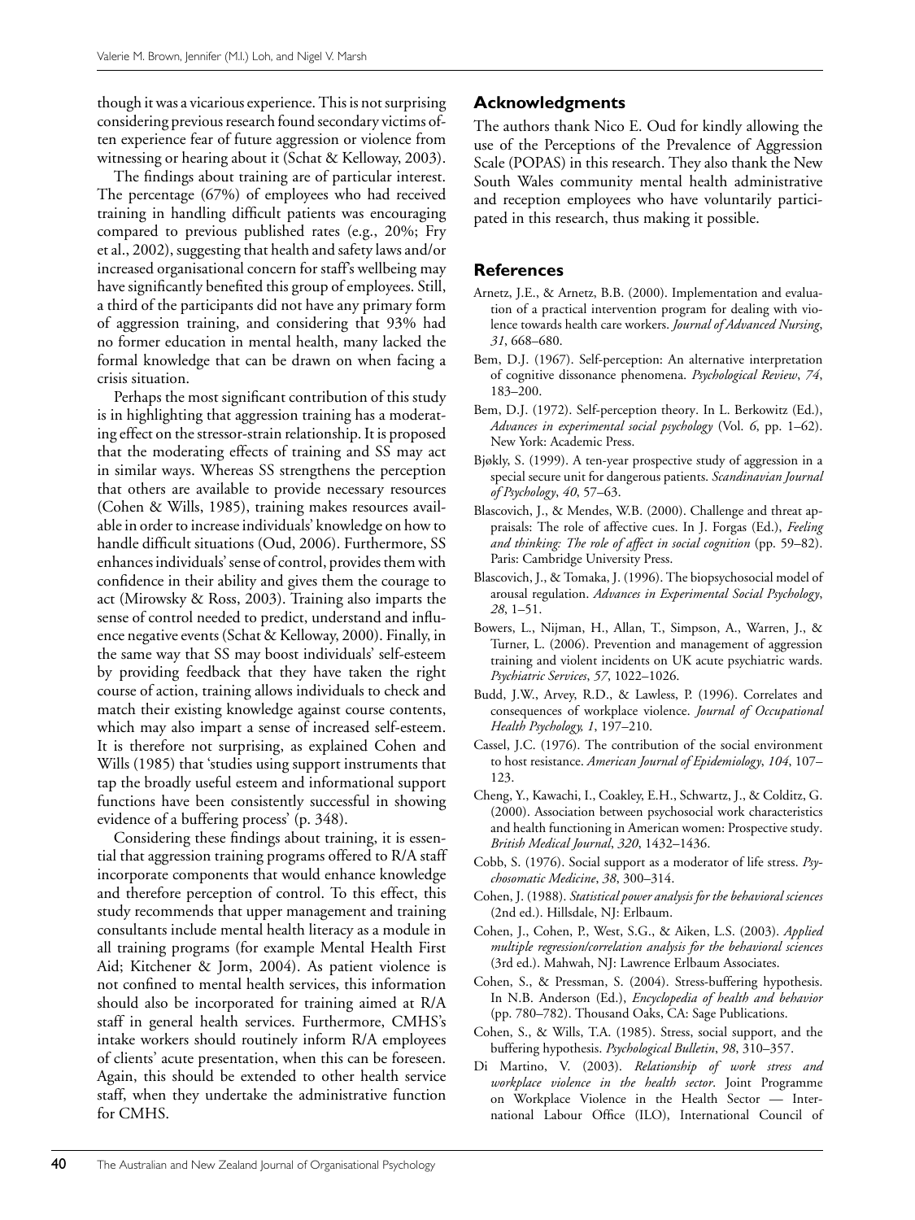though it was a vicarious experience. This is not surprising considering previous research found secondary victims often experience fear of future aggression or violence from witnessing or hearing about it (Schat & Kelloway, 2003).

The findings about training are of particular interest. The percentage (67%) of employees who had received training in handling difficult patients was encouraging compared to previous published rates (e.g., 20%; Fry et al., 2002), suggesting that health and safety laws and/or increased organisational concern for staff's wellbeing may have significantly benefited this group of employees. Still, a third of the participants did not have any primary form of aggression training, and considering that 93% had no former education in mental health, many lacked the formal knowledge that can be drawn on when facing a crisis situation.

Perhaps the most significant contribution of this study is in highlighting that aggression training has a moderating effect on the stressor-strain relationship. It is proposed that the moderating effects of training and SS may act in similar ways. Whereas SS strengthens the perception that others are available to provide necessary resources (Cohen & Wills, 1985), training makes resources available in order to increase individuals' knowledge on how to handle difficult situations (Oud, 2006). Furthermore, SS enhances individuals' sense of control, provides them with confidence in their ability and gives them the courage to act (Mirowsky & Ross, 2003). Training also imparts the sense of control needed to predict, understand and influence negative events (Schat & Kelloway, 2000). Finally, in the same way that SS may boost individuals' self-esteem by providing feedback that they have taken the right course of action, training allows individuals to check and match their existing knowledge against course contents, which may also impart a sense of increased self-esteem. It is therefore not surprising, as explained Cohen and Wills (1985) that 'studies using support instruments that tap the broadly useful esteem and informational support functions have been consistently successful in showing evidence of a buffering process' (p. 348).

Considering these findings about training, it is essential that aggression training programs offered to R/A staff incorporate components that would enhance knowledge and therefore perception of control. To this effect, this study recommends that upper management and training consultants include mental health literacy as a module in all training programs (for example Mental Health First Aid; Kitchener & Jorm, 2004). As patient violence is not confined to mental health services, this information should also be incorporated for training aimed at R/A staff in general health services. Furthermore, CMHS's intake workers should routinely inform R/A employees of clients' acute presentation, when this can be foreseen. Again, this should be extended to other health service staff, when they undertake the administrative function for CMHS.

## Acknowledgments

The authors thank Nico E. Oud for kindly allowing the use of the Perceptions of the Prevalence of Aggression Scale (POPAS) in this research. They also thank the New South Wales community mental health administrative and reception employees who have voluntarily participated in this research, thus making it possible.

## References

Arnetz, J.E., & Arnetz, B.B. (2000). Implementation and evaluation of a practical intervention program for dealing with violence towards health care workers. *Journal of Advanced Nursing*, *31*, 668–680.

Bem, D.J. (1967). Self-perception: An alternative interpretation of cognitive dissonance phenomena. *Psychological Review*, *74*, 183–200.

Bem, D.J. (1972). Self-perception theory. In L. Berkowitz (Ed.), *Advances in experimental social psychology* (Vol. *6*, pp. 1–62). New York: Academic Press.

Bjøkly, S. (1999). A ten-year prospective study of aggression in a special secure unit for dangerous patients. *Scandinavian Journal of Psychology*, *40*, 57–63.

Blascovich, J., & Mendes, W.B. (2000). Challenge and threat appraisals: The role of affective cues. In J. Forgas (Ed.), *Feeling and thinking: The role of affect in social cognition* (pp. 59–82). Paris: Cambridge University Press.

Blascovich, J., & Tomaka, J. (1996). The biopsychosocial model of arousal regulation. *Advances in Experimental Social Psychology*, *28*, 1–51.

Bowers, L., Nijman, H., Allan, T., Simpson, A., Warren, J., & Turner, L. (2006). Prevention and management of aggression training and violent incidents on UK acute psychiatric wards. *Psychiatric Services*, *57*, 1022–1026.

Budd, J.W., Arvey, R.D., & Lawless, P. (1996). Correlates and consequences of workplace violence. *Journal of Occupational Health Psychology, 1*, 197–210.

Cassel, J.C. (1976). The contribution of the social environment to host resistance. *American Journal of Epidemiology*, *104*, 107–123.

Cheng, Y., Kawachi, I., Coakley, E.H., Schwartz, J., & Colditz, G. (2000). Association between psychosocial work characteristics and health functioning in American women: Prospective study. *British Medical Journal*, *320*, 1432–1436.

Cobb, S. (1976). Social support as a moderator of life stress. *Psychosomatic Medicine*, *38*, 300–314.

Cohen, J. (1988). *Statistical power analysis for the behavioral sciences* (2nd ed.). Hillsdale, NJ: Erlbaum.

Cohen, J., Cohen, P., West, S.G., & Aiken, L.S. (2003). *Applied multiple regression/correlation analysis for the behavioral sciences* (3rd ed.). Mahwah, NJ: Lawrence Erlbaum Associates.

Cohen, S., & Pressman, S. (2004). Stress-buffering hypothesis. In N.B. Anderson (Ed.), *Encyclopedia of health and behavior* (pp. 780–782). Thousand Oaks, CA: Sage Publications.

Cohen, S., & Wills, T.A. (1985). Stress, social support, and the buffering hypothesis. *Psychological Bulletin*, *98*, 310–357.

Di Martino, V. (2003). *Relationship of work stress and workplace violence in the health sector*. Joint Programme on Workplace Violence in the Health Sector — International Labour Office (ILO), International Council of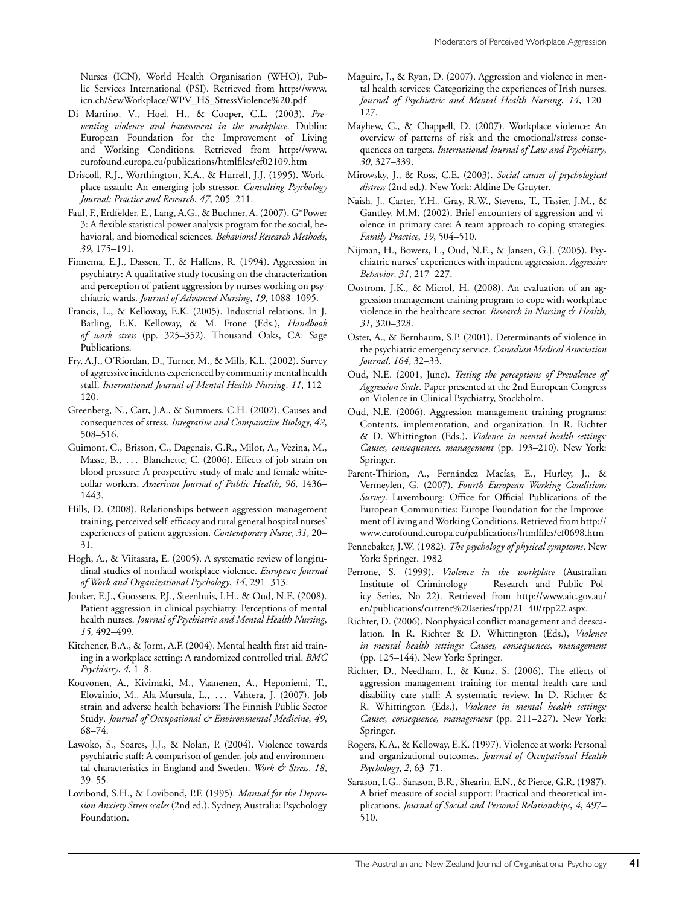Nurses (ICN), World Health Organisation (WHO), Public Services International (PSI). Retrieved from http://www.icn.ch/SewWorkplace/WPV_HS_StressViolence%20.pdf

Di Martino, V., Hoel, H., & Cooper, C.L. (2003). *Preventing violence and harassment in the workplace*. Dublin: European Foundation for the Improvement of Living and Working Conditions. Retrieved from http://www.eurofound.europa.eu/publications/htmlfiles/ef02109.htm

Driscoll, R.J., Worthington, K.A., & Hurrell, J.J. (1995). Workplace assault: An emerging job stressor. *Consulting Psychology Journal: Practice and Research*, *47*, 205–211.

Faul, F., Erdfelder, E., Lang, A.G., & Buchner, A. (2007). G*Power 3: A flexible statistical power analysis program for the social, behavioral, and biomedical sciences. *Behavioral Research Methods*, *39*, 175–191.

Finnema, E.J., Dassen, T., & Halfens, R. (1994). Aggression in psychiatry: A qualitative study focusing on the characterization and perception of patient aggression by nurses working on psychiatric wards. *Journal of Advanced Nursing*, *19*, 1088–1095.

Francis, L., & Kelloway, E.K. (2005). Industrial relations. In J. Barling, E.K. Kelloway, & M. Frone (Eds.), *Handbook of work stress* (pp. 325–352). Thousand Oaks, CA: Sage Publications.

Fry, A.J., O'Riordan, D., Turner, M., & Mills, K.L. (2002). Survey of aggressive incidents experienced by community mental health staff. *International Journal of Mental Health Nursing*, *11*, 112–120.

Greenberg, N., Carr, J.A., & Summers, C.H. (2002). Causes and consequences of stress. *Integrative and Comparative Biology*, *42*, 508–516.

Guimont, C., Brisson, C., Dagenais, G.R., Milot, A., Vezina, M., Masse, B., ... Blanchette, C. (2006). Effects of job strain on blood pressure: A prospective study of male and female white-collar workers. *American Journal of Public Health*, *96*, 1436–1443.

Hills, D. (2008). Relationships between aggression management training, perceived self-efficacy and rural general hospital nurses' experiences of patient aggression. *Contemporary Nurse*, *31*, 20–31.

Hogh, A., & Viitasara, E. (2005). A systematic review of longitudinal studies of nonfatal workplace violence. *European Journal of Work and Organizational Psychology*, *14*, 291–313.

Jonker, E.J., Goossens, P.J., Steenhuis, I.H., & Oud, N.E. (2008). Patient aggression in clinical psychiatry: Perceptions of mental health nurses. *Journal of Psychiatric and Mental Health Nursing*, *15*, 492–499.

Kitchener, B.A., & Jorm, A.F. (2004). Mental health first aid training in a workplace setting: A randomized controlled trial. *BMC Psychiatry*, *4*, 1–8.

Kouvonen, A., Kivimaki, M., Vaanenen, A., Heponiemi, T., Elovainio, M., Ala-Mursula, L., ... Vahtera, J. (2007). Job strain and adverse health behaviors: The Finnish Public Sector Study. *Journal of Occupational & Environmental Medicine*, *49*, 68–74.

Lawoko, S., Soares, J.J., & Nolan, P. (2004). Violence towards psychiatric staff: A comparison of gender, job and environmental characteristics in England and Sweden. *Work & Stress*, *18*, 39–55.

Lovibond, S.H., & Lovibond, P.F. (1995). *Manual for the Depression Anxiety Stress scales* (2nd ed.). Sydney, Australia: Psychology Foundation.

Maguire, J., & Ryan, D. (2007). Aggression and violence in mental health services: Categorizing the experiences of Irish nurses. *Journal of Psychiatric and Mental Health Nursing*, *14*, 120–127.

Mayhew, C., & Chappell, D. (2007). Workplace violence: An overview of patterns of risk and the emotional/stress consequences on targets. *International Journal of Law and Psychiatry*, *30*, 327–339.

Mirowsky, J., & Ross, C.E. (2003). *Social causes of psychological distress* (2nd ed.). New York: Aldine De Gruyter.

Naish, J., Carter, Y.H., Gray, R.W., Stevens, T., Tissier, J.M., & Gantley, M.M. (2002). Brief encounters of aggression and violence in primary care: A team approach to coping strategies. *Family Practice*, *19*, 504–510.

Nijman, H., Bowers, L., Oud, N.E., & Jansen, G.J. (2005). Psychiatric nurses' experiences with inpatient aggression. *Aggressive Behavior*, *31*, 217–227.

Oostrom, J.K., & Mierol, H. (2008). An evaluation of an aggression management training program to cope with workplace violence in the healthcare sector. *Research in Nursing & Health*, *31*, 320–328.

Oster, A., & Bernhaum, S.P. (2001). Determinants of violence in the psychiatric emergency service. *Canadian Medical Association Journal*, *164*, 32–33.

Oud, N.E. (2001, June). *Testing the perceptions of Prevalence of Aggression Scale.* Paper presented at the 2nd European Congress on Violence in Clinical Psychiatry, Stockholm.

Oud, N.E. (2006). Aggression management training programs: Contents, implementation, and organization. In R. Richter & D. Whittington (Eds.), *Violence in mental health settings: Causes, consequences, management* (pp. 193–210). New York: Springer.

Parent-Thirion, A., Fernández Macías, E., Hurley, J., & Vermeylen, G. (2007). *Fourth European Working Conditions Survey*. Luxembourg: Office for Official Publications of the European Communities: Europe Foundation for the Improvement of Living and Working Conditions. Retrieved from http://www.eurofound.europa.eu/publications/htmlfiles/ef0698.htm

Pennebaker, J.W. (1982). *The psychology of physical symptoms*. New York: Springer. 1982

Perrone, S. (1999). *Violence in the workplace* (Australian Institute of Criminology — Research and Public Policy Series, No 22). Retrieved from http://www.aic.gov.au/en/publications/current%20series/rpp/21–40/rpp22.aspx.

Richter, D. (2006). Nonphysical conflict management and deescalation. In R. Richter & D. Whittington (Eds.), *Violence in mental health settings: Causes, consequences, management* (pp. 125–144). New York: Springer.

Richter, D., Needham, I., & Kunz, S. (2006). The effects of aggression management training for mental health care and disability care staff: A systematic review. In D. Richter & R. Whittington (Eds.), *Violence in mental health settings: Causes, consequence, management* (pp. 211–227). New York: Springer.

Rogers, K.A., & Kelloway, E.K. (1997). Violence at work: Personal and organizational outcomes. *Journal of Occupational Health Psychology*, *2*, 63–71.

Sarason, I.G., Sarason, B.R., Shearin, E.N., & Pierce, G.R. (1987). A brief measure of social support: Practical and theoretical implications. *Journal of Social and Personal Relationships*, *4*, 497–510.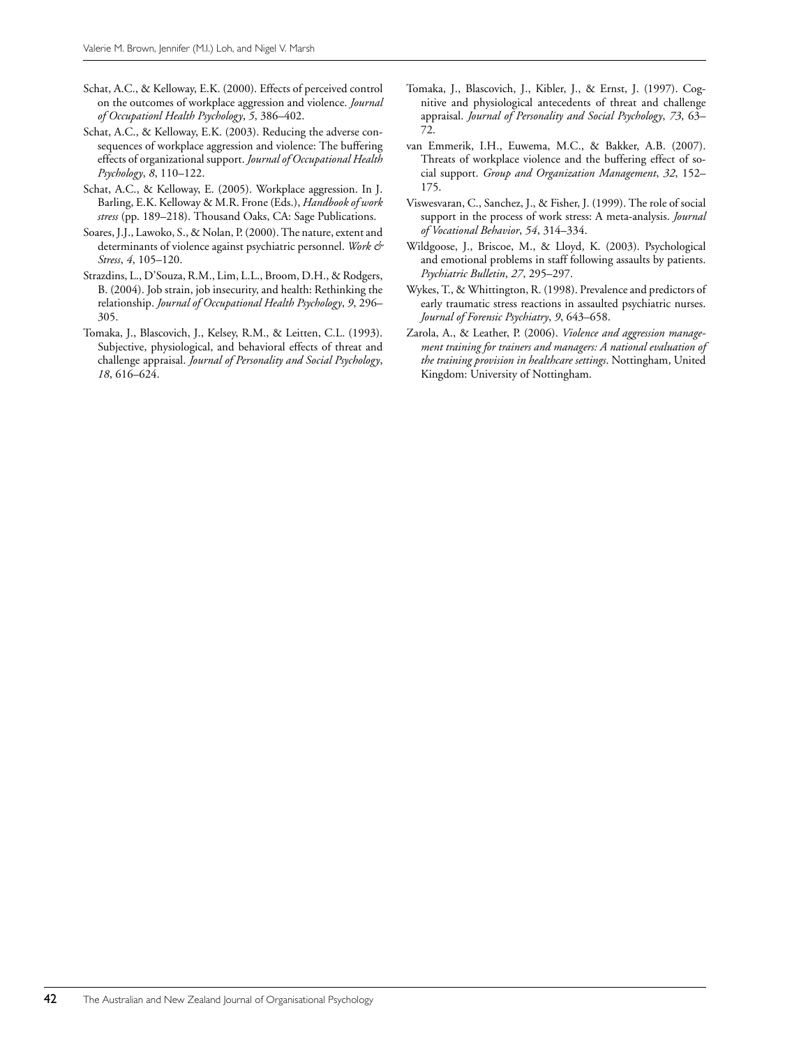Schat, A.C., & Kelloway, E.K. (2000). Effects of perceived control on the outcomes of workplace aggression and violence. *Journal of Occupationl Health Psychology*, *5*, 386–402.

Schat, A.C., & Kelloway, E.K. (2003). Reducing the adverse consequences of workplace aggression and violence: The buffering effects of organizational support. *Journal of Occupational Health Psychology*, *8*, 110–122.

Schat, A.C., & Kelloway, E. (2005). Workplace aggression. In J. Barling, E.K. Kelloway & M.R. Frone (Eds.), *Handbook of work stress* (pp. 189–218). Thousand Oaks, CA: Sage Publications.

Soares, J.J., Lawoko, S., & Nolan, P. (2000). The nature, extent and determinants of violence against psychiatric personnel. *Work & Stress*, *4*, 105–120.

Strazdins, L., D'Souza, R.M., Lim, L.L., Broom, D.H., & Rodgers, B. (2004). Job strain, job insecurity, and health: Rethinking the relationship. *Journal of Occupational Health Psychology*, *9*, 296–305.

Tomaka, J., Blascovich, J., Kelsey, R.M., & Leitten, C.L. (1993). Subjective, physiological, and behavioral effects of threat and challenge appraisal. *Journal of Personality and Social Psychology*, *18*, 616–624.

Tomaka, J., Blascovich, J., Kibler, J., & Ernst, J. (1997). Cognitive and physiological antecedents of threat and challenge appraisal. *Journal of Personality and Social Psychology*, *73*, 63–72.

van Emmerik, I.H., Euwema, M.C., & Bakker, A.B. (2007). Threats of workplace violence and the buffering effect of social support. *Group and Organization Management*, *32*, 152–175.

Viswesvaran, C., Sanchez, J., & Fisher, J. (1999). The role of social support in the process of work stress: A meta-analysis. *Journal of Vocational Behavior*, *54*, 314–334.

Wildgoose, J., Briscoe, M., & Lloyd, K. (2003). Psychological and emotional problems in staff following assaults by patients. *Psychiatric Bulletin*, *27*, 295–297.

Wykes, T., & Whittington, R. (1998). Prevalence and predictors of early traumatic stress reactions in assaulted psychiatric nurses. *Journal of Forensic Psychiatry*, *9*, 643–658.

Zarola, A., & Leather, P. (2006). *Violence and aggression management training for trainers and managers: A national evaluation of the training provision in healthcare settings*. Nottingham, United Kingdom: University of Nottingham.